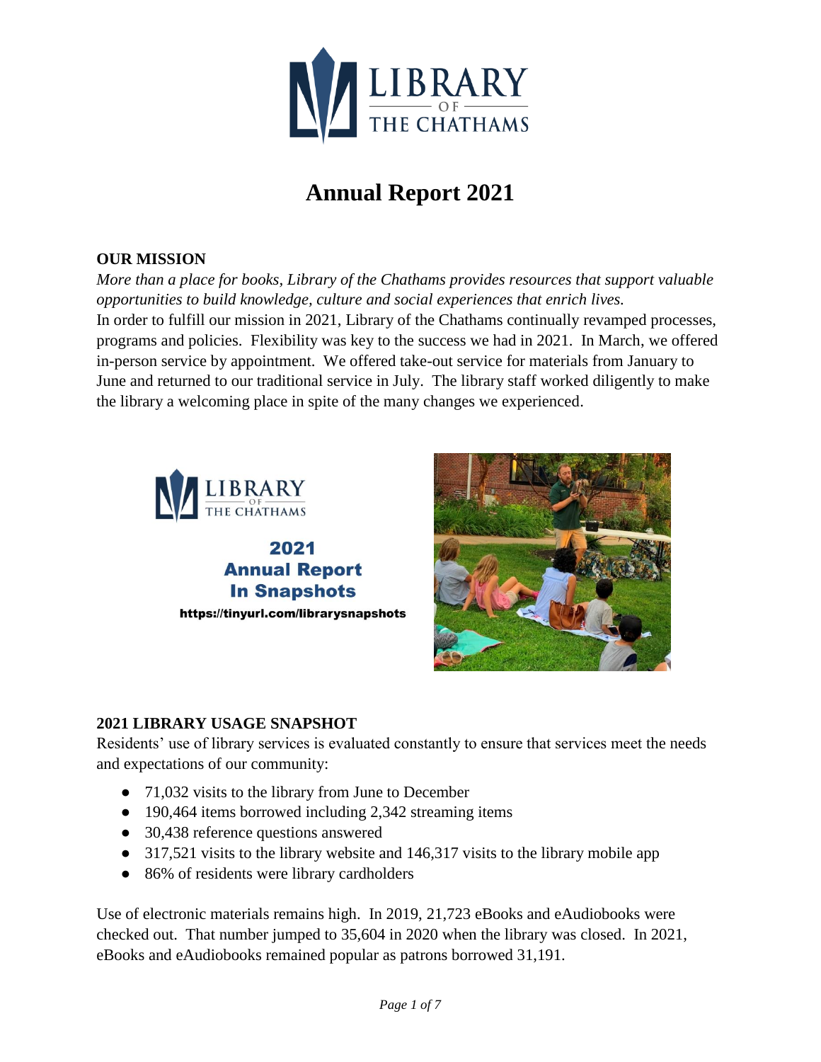# Annual Report 2021

## OUR MISSION

*More than a place for books, Library of the Chathams provides resources that support valuable opportunities to build knowledge, culture and social experiences that enrich lives.*

In order to fulfill our mission in 2021, Library of the Chathams continually revamped processes, programs and policies. Flexibility was key to the success we had in 2021. In March, we offered in-person service by appointment. We offered take-out service for materials from January to June and returned to our traditional service in July. The library staff worked diligently to make the library a welcoming place in spite of the many changes we experienced.

**2021 Annual Report In Snapshots**

**https://tinyurl.com/librarysnapshots**

## 2021 LIBRARY USAGE SNAPSHOT

Residents' use of library services is evaluated constantly to ensure that services meet the needs and expectations of our community:

- 71,032 visits to the library from June to December
- 190,464 items borrowed including 2,342 streaming items
- 30,438 reference questions answered
- 317,521 visits to the library website and 146,317 visits to the library mobile app
- 86% of residents were library cardholders

Use of electronic materials remains high. In 2019, 21,723 eBooks and eAudiobooks were checked out. That number jumped to 35,604 in 2020 when the library was closed. In 2021, eBooks and eAudiobooks remained popular as patrons borrowed 31,191.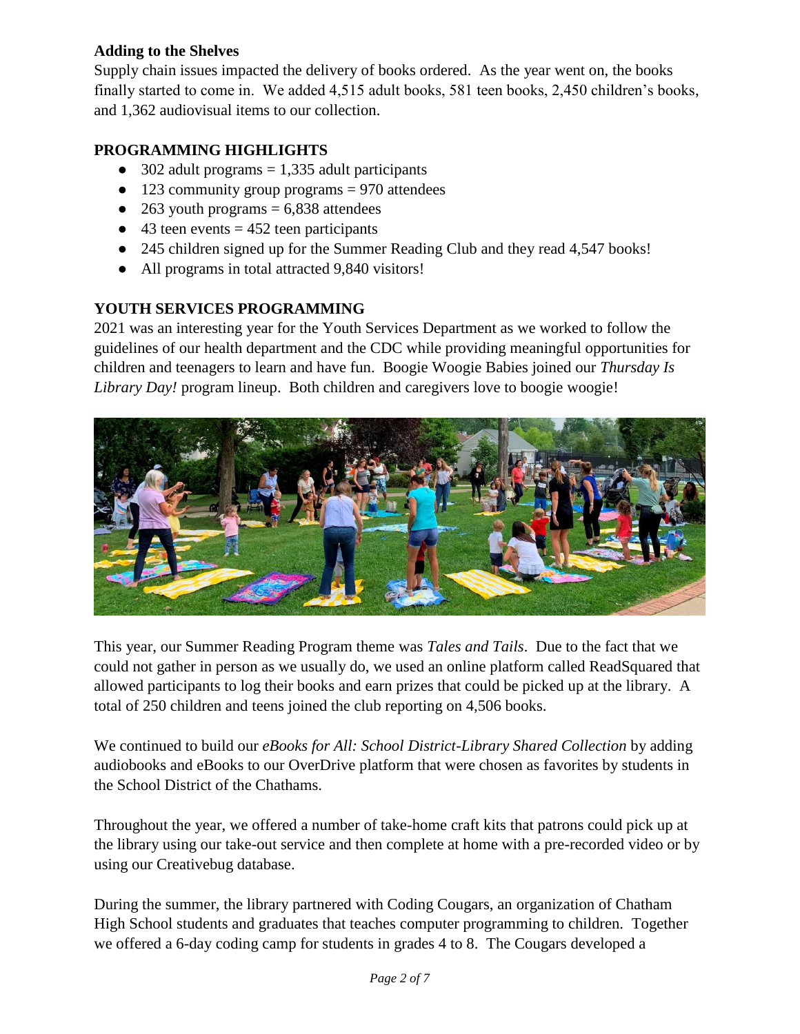**Adding to the Shelves**

Supply chain issues impacted the delivery of books ordered. As the year went on, the books finally started to come in. We added 4,515 adult books, 581 teen books, 2,450 children's books, and 1,362 audiovisual items to our collection.

**PROGRAMMING HIGHLIGHTS**

- 302 adult programs = 1,335 adult participants
- 123 community group programs = 970 attendees
- 263 youth programs = 6,838 attendees
- 43 teen events = 452 teen participants
- 245 children signed up for the Summer Reading Club and they read 4,547 books!
- All programs in total attracted 9,840 visitors!

**YOUTH SERVICES PROGRAMMING**

2021 was an interesting year for the Youth Services Department as we worked to follow the guidelines of our health department and the CDC while providing meaningful opportunities for children and teenagers to learn and have fun. Boogie Woogie Babies joined our *Thursday Is Library Day!* program lineup. Both children and caregivers love to boogie woogie!

This year, our Summer Reading Program theme was *Tales and Tails*. Due to the fact that we could not gather in person as we usually do, we used an online platform called ReadSquared that allowed participants to log their books and earn prizes that could be picked up at the library. A total of 250 children and teens joined the club reporting on 4,506 books.

We continued to build our *eBooks for All: School District-Library Shared Collection* by adding audiobooks and eBooks to our OverDrive platform that were chosen as favorites by students in the School District of the Chathams.

Throughout the year, we offered a number of take-home craft kits that patrons could pick up at the library using our take-out service and then complete at home with a pre-recorded video or by using our Creativebug database.

During the summer, the library partnered with Coding Cougars, an organization of Chatham High School students and graduates that teaches computer programming to children. Together we offered a 6-day coding camp for students in grades 4 to 8. The Cougars developed a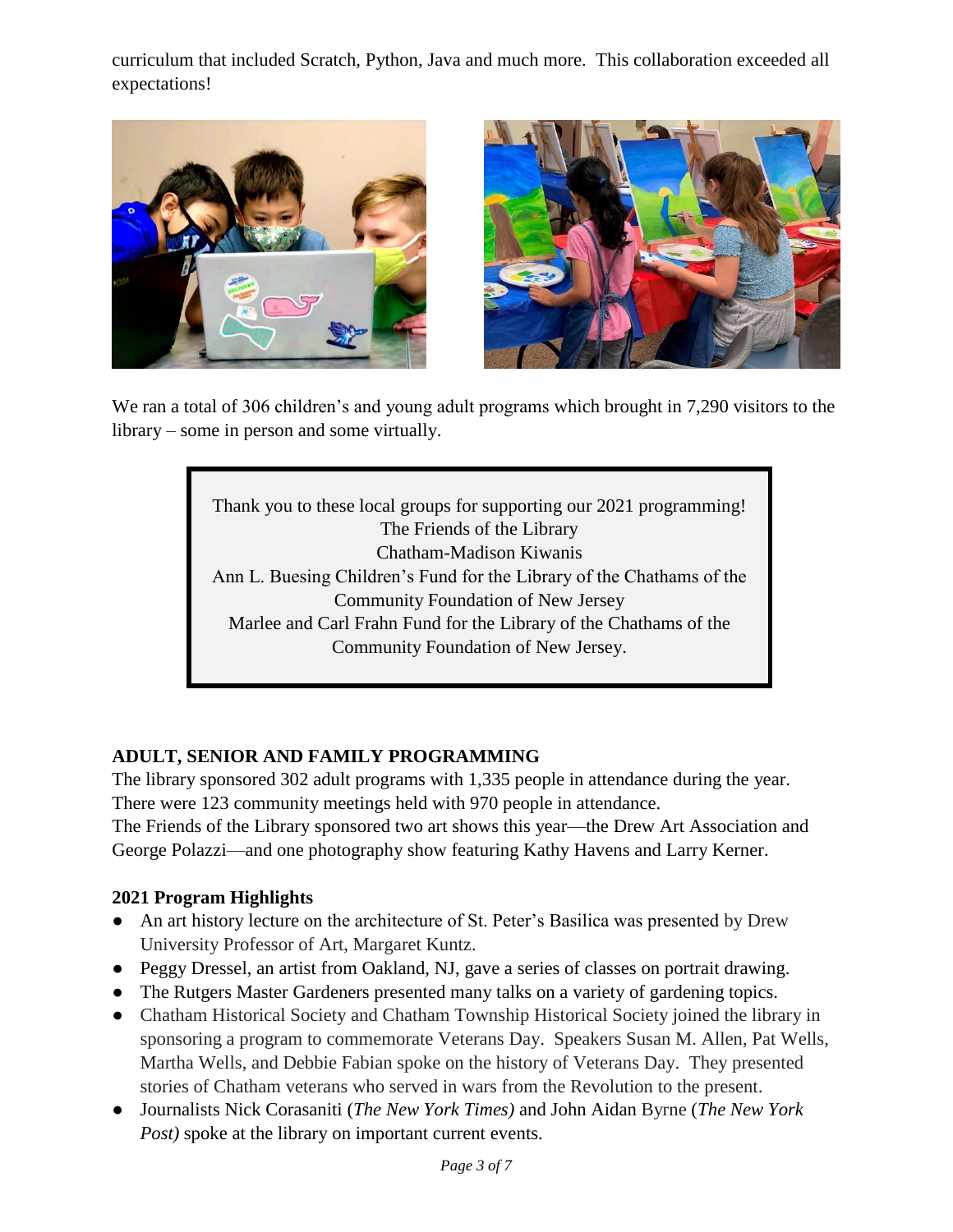curriculum that included Scratch, Python, Java and much more. This collaboration exceeded all expectations!

We ran a total of 306 children's and young adult programs which brought in 7,290 visitors to the library – some in person and some virtually.

> Thank you to these local groups for supporting our 2021 programming!
> The Friends of the Library
> Chatham-Madison Kiwanis
> Ann L. Buesing Children's Fund for the Library of the Chathams of the Community Foundation of New Jersey
> Marlee and Carl Frahn Fund for the Library of the Chathams of the Community Foundation of New Jersey.

**ADULT, SENIOR AND FAMILY PROGRAMMING**

The library sponsored 302 adult programs with 1,335 people in attendance during the year. There were 123 community meetings held with 970 people in attendance.
The Friends of the Library sponsored two art shows this year—the Drew Art Association and George Polazzi—and one photography show featuring Kathy Havens and Larry Kerner.

**2021 Program Highlights**

- An art history lecture on the architecture of St. Peter's Basilica was presented by Drew University Professor of Art, Margaret Kuntz.
- Peggy Dressel, an artist from Oakland, NJ, gave a series of classes on portrait drawing.
- The Rutgers Master Gardeners presented many talks on a variety of gardening topics.
- Chatham Historical Society and Chatham Township Historical Society joined the library in sponsoring a program to commemorate Veterans Day. Speakers Susan M. Allen, Pat Wells, Martha Wells, and Debbie Fabian spoke on the history of Veterans Day. They presented stories of Chatham veterans who served in wars from the Revolution to the present.
- Journalists Nick Corasaniti (*The New York Times)* and John Aidan Byrne (*The New York Post)* spoke at the library on important current events.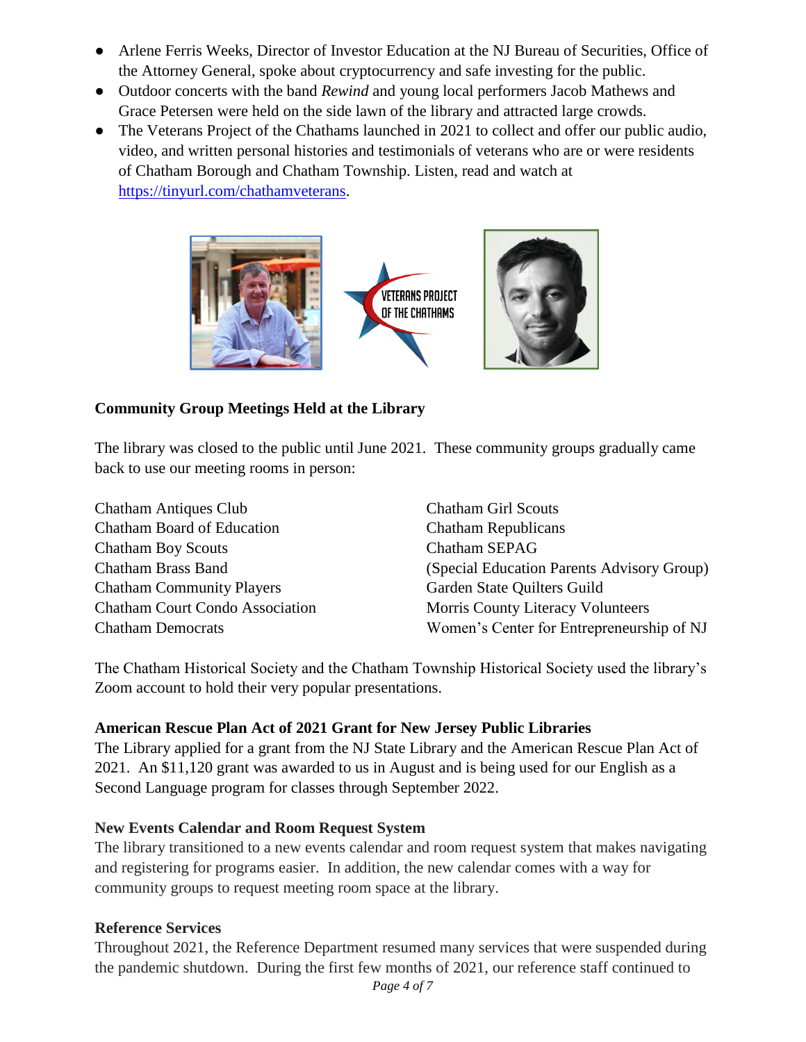- Arlene Ferris Weeks, Director of Investor Education at the NJ Bureau of Securities, Office of the Attorney General, spoke about cryptocurrency and safe investing for the public.
- Outdoor concerts with the band *Rewind* and young local performers Jacob Mathews and Grace Petersen were held on the side lawn of the library and attracted large crowds.
- The Veterans Project of the Chathams launched in 2021 to collect and offer our public audio, video, and written personal histories and testimonials of veterans who are or were residents of Chatham Borough and Chatham Township. Listen, read and watch at [https://tinyurl.com/chathamveterans](https://tinyurl.com/chathamveterans).

**Community Group Meetings Held at the Library**

The library was closed to the public until June 2021. These community groups gradually came back to use our meeting rooms in person:

Chatham Antiques Club
Chatham Board of Education
Chatham Boy Scouts
Chatham Brass Band
Chatham Community Players
Chatham Court Condo Association
Chatham Democrats
Chatham Girl Scouts
Chatham Republicans
Chatham SEPAG
(Special Education Parents Advisory Group)
Garden State Quilters Guild
Morris County Literacy Volunteers
Women's Center for Entrepreneurship of NJ

The Chatham Historical Society and the Chatham Township Historical Society used the library's Zoom account to hold their very popular presentations.

**American Rescue Plan Act of 2021 Grant for New Jersey Public Libraries**

The Library applied for a grant from the NJ State Library and the American Rescue Plan Act of 2021. An $11,120 grant was awarded to us in August and is being used for our English as a Second Language program for classes through September 2022.

**New Events Calendar and Room Request System**

The library transitioned to a new events calendar and room request system that makes navigating and registering for programs easier. In addition, the new calendar comes with a way for community groups to request meeting room space at the library.

**Reference Services**

Throughout 2021, the Reference Department resumed many services that were suspended during the pandemic shutdown. During the first few months of 2021, our reference staff continued to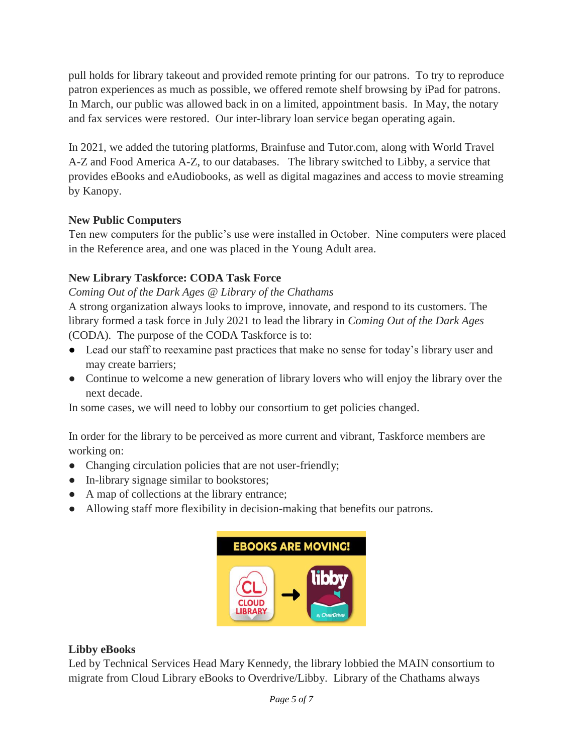pull holds for library takeout and provided remote printing for our patrons. To try to reproduce patron experiences as much as possible, we offered remote shelf browsing by iPad for patrons. In March, our public was allowed back in on a limited, appointment basis. In May, the notary and fax services were restored. Our inter-library loan service began operating again.

In 2021, we added the tutoring platforms, Brainfuse and Tutor.com, along with World Travel A-Z and Food America A-Z, to our databases. The library switched to Libby, a service that provides eBooks and eAudiobooks, as well as digital magazines and access to movie streaming by Kanopy.

**New Public Computers**

Ten new computers for the public's use were installed in October. Nine computers were placed in the Reference area, and one was placed in the Young Adult area.

**New Library Taskforce: CODA Task Force**

*Coming Out of the Dark Ages @ Library of the Chathams*

A strong organization always looks to improve, innovate, and respond to its customers. The library formed a task force in July 2021 to lead the library in *Coming Out of the Dark Ages* (CODA). The purpose of the CODA Taskforce is to:

- Lead our staff to reexamine past practices that make no sense for today's library user and may create barriers;
- Continue to welcome a new generation of library lovers who will enjoy the library over the next decade.

In some cases, we will need to lobby our consortium to get policies changed.

In order for the library to be perceived as more current and vibrant, Taskforce members are working on:

- Changing circulation policies that are not user-friendly;
- In-library signage similar to bookstores;
- A map of collections at the library entrance;
- Allowing staff more flexibility in decision-making that benefits our patrons.

**Libby eBooks**

Led by Technical Services Head Mary Kennedy, the library lobbied the MAIN consortium to migrate from Cloud Library eBooks to Overdrive/Libby. Library of the Chathams always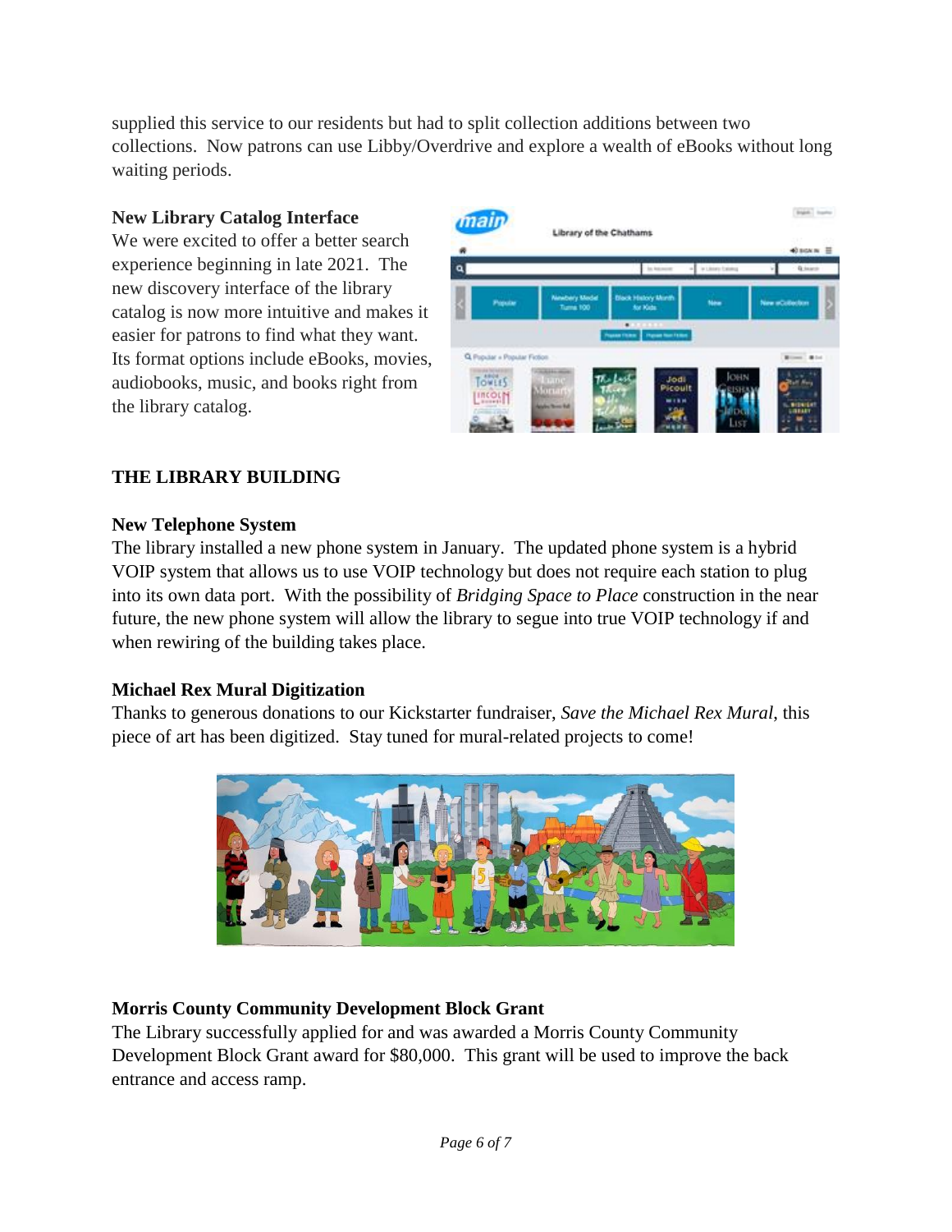supplied this service to our residents but had to split collection additions between two collections. Now patrons can use Libby/Overdrive and explore a wealth of eBooks without long waiting periods.

**New Library Catalog Interface**

We were excited to offer a better search experience beginning in late 2021. The new discovery interface of the library catalog is now more intuitive and makes it easier for patrons to find what they want. Its format options include eBooks, movies, audiobooks, music, and books right from the library catalog.

## THE LIBRARY BUILDING

**New Telephone System**

The library installed a new phone system in January. The updated phone system is a hybrid VOIP system that allows us to use VOIP technology but does not require each station to plug into its own data port. With the possibility of *Bridging Space to Place* construction in the near future, the new phone system will allow the library to segue into true VOIP technology if and when rewiring of the building takes place.

**Michael Rex Mural Digitization**

Thanks to generous donations to our Kickstarter fundraiser, *Save the Michael Rex Mural*, this piece of art has been digitized. Stay tuned for mural-related projects to come!

**Morris County Community Development Block Grant**

The Library successfully applied for and was awarded a Morris County Community Development Block Grant award for $80,000. This grant will be used to improve the back entrance and access ramp.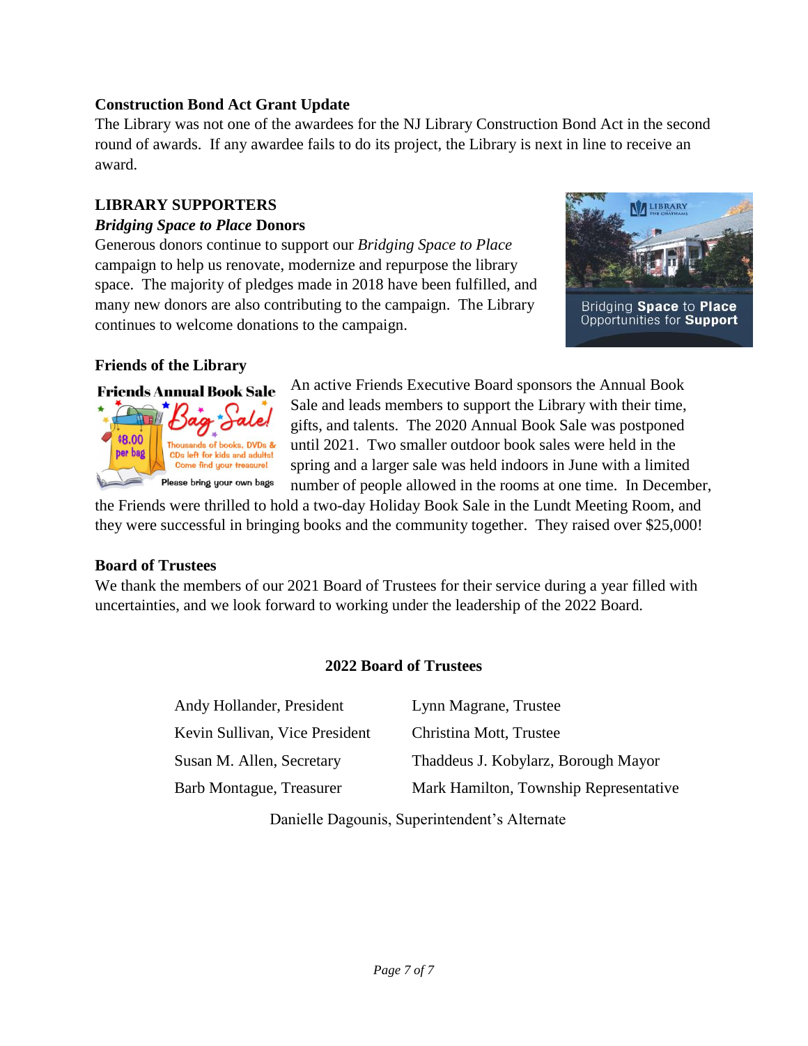### Construction Bond Act Grant Update

The Library was not one of the awardees for the NJ Library Construction Bond Act in the second round of awards. If any awardee fails to do its project, the Library is next in line to receive an award.

## LIBRARY SUPPORTERS

### *Bridging Space to Place* Donors

Generous donors continue to support our *Bridging Space to Place* campaign to help us renovate, modernize and repurpose the library space. The majority of pledges made in 2018 have been fulfilled, and many new donors are also contributing to the campaign. The Library continues to welcome donations to the campaign.

### Friends of the Library

An active Friends Executive Board sponsors the Annual Book Sale and leads members to support the Library with their time, gifts, and talents. The 2020 Annual Book Sale was postponed until 2021. Two smaller outdoor book sales were held in the spring and a larger sale was held indoors in June with a limited number of people allowed in the rooms at one time. In December, the Friends were thrilled to hold a two-day Holiday Book Sale in the Lundt Meeting Room, and they were successful in bringing books and the community together. They raised over $25,000!

### Board of Trustees

We thank the members of our 2021 Board of Trustees for their service during a year filled with uncertainties, and we look forward to working under the leadership of the 2022 Board.

**2022 Board of Trustees**

| | |
|---|---|
| Andy Hollander, President | Lynn Magrane, Trustee |
| Kevin Sullivan, Vice President | Christina Mott, Trustee |
| Susan M. Allen, Secretary | Thaddeus J. Kobylarz, Borough Mayor |
| Barb Montague, Treasurer | Mark Hamilton, Township Representative |

Danielle Dagounis, Superintendent's Alternate